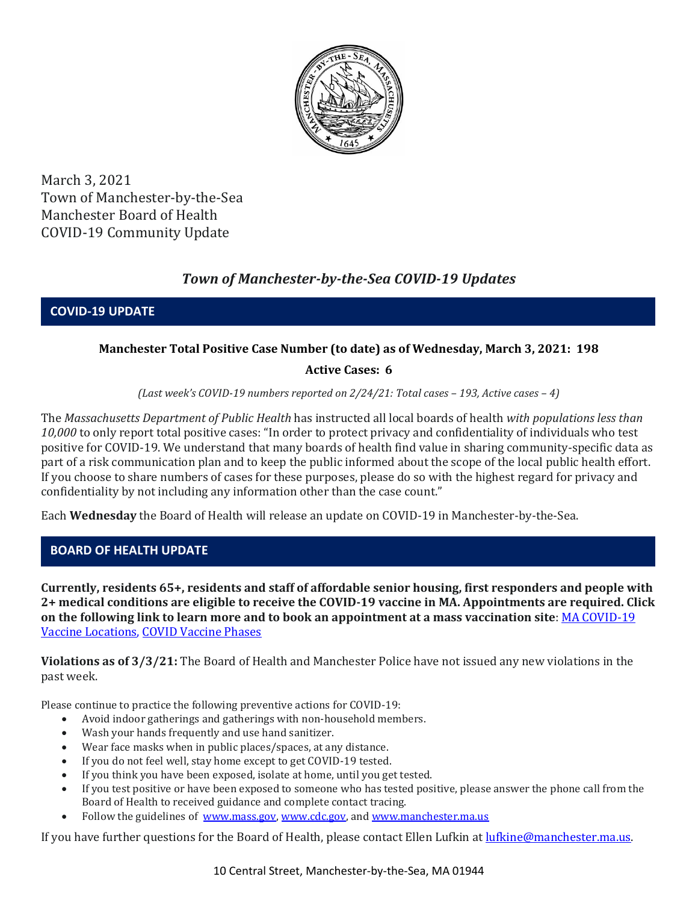March 3, 2021
Town of Manchester-by-the-Sea
Manchester Board of Health
COVID-19 Community Update

# *Town of Manchester-by-the-Sea COVID-19 Updates*

## COVID-19 UPDATE

**Manchester Total Positive Case Number (to date) as of Wednesday, March 3, 2021: 198**

**Active Cases: 6**

*(Last week's COVID-19 numbers reported on 2/24/21: Total cases – 193, Active cases – 4)*

The *Massachusetts Department of Public Health* has instructed all local boards of health *with populations less than 10,000* to only report total positive cases: "In order to protect privacy and confidentiality of individuals who test positive for COVID-19. We understand that many boards of health find value in sharing community-specific data as part of a risk communication plan and to keep the public informed about the scope of the local public health effort. If you choose to share numbers of cases for these purposes, please do so with the highest regard for privacy and confidentiality by not including any information other than the case count."

Each **Wednesday** the Board of Health will release an update on COVID-19 in Manchester-by-the-Sea.

## BOARD OF HEALTH UPDATE

**Currently, residents 65+, residents and staff of affordable senior housing, first responders and people with 2+ medical conditions are eligible to receive the COVID-19 vaccine in MA. Appointments are required. Click on the following link to learn more and to book an appointment at a mass vaccination site**: MA COVID-19 Vaccine Locations, COVID Vaccine Phases

**Violations as of 3/3/21:** The Board of Health and Manchester Police have not issued any new violations in the past week.

Please continue to practice the following preventive actions for COVID-19:

- Avoid indoor gatherings and gatherings with non-household members.
- Wash your hands frequently and use hand sanitizer.
- Wear face masks when in public places/spaces, at any distance.
- If you do not feel well, stay home except to get COVID-19 tested.
- If you think you have been exposed, isolate at home, until you get tested.
- If you test positive or have been exposed to someone who has tested positive, please answer the phone call from the Board of Health to received guidance and complete contact tracing.
- Follow the guidelines of www.mass.gov, www.cdc.gov, and www.manchester.ma.us

If you have further questions for the Board of Health, please contact Ellen Lufkin at lufkine@manchester.ma.us.

10 Central Street, Manchester-by-the-Sea, MA 01944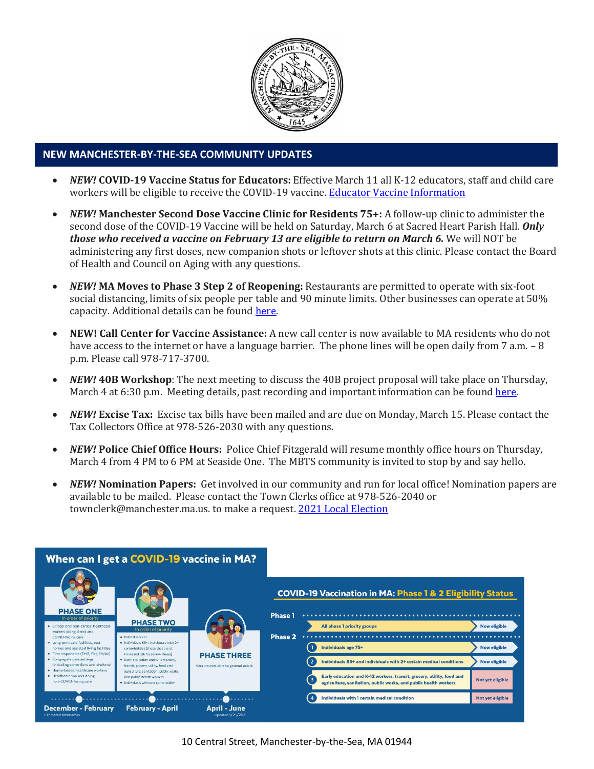## NEW MANCHESTER-BY-THE-SEA COMMUNITY UPDATES

- ***NEW!* COVID-19 Vaccine Status for Educators:** Effective March 11 all K-12 educators, staff and child care workers will be eligible to receive the COVID-19 vaccine. [Educator Vaccine Information]

- ***NEW!* Manchester Second Dose Vaccine Clinic for Residents 75+:** A follow-up clinic to administer the second dose of the COVID-19 Vaccine will be held on Saturday, March 6 at Sacred Heart Parish Hall. ***Only those who received a vaccine on February 13 are eligible to return on March 6.*** We will NOT be administering any first doses, new companion shots or leftover shots at this clinic. Please contact the Board of Health and Council on Aging with any questions.

- ***NEW!* MA Moves to Phase 3 Step 2 of Reopening:** Restaurants are permitted to operate with six-foot social distancing, limits of six people per table and 90 minute limits. Other businesses can operate at 50% capacity. Additional details can be found [here].

- **NEW! Call Center for Vaccine Assistance:** A new call center is now available to MA residents who do not have access to the internet or have a language barrier. The phone lines will be open daily from 7 a.m. – 8 p.m. Please call 978-717-3700.

- ***NEW!* 40B Workshop**: The next meeting to discuss the 40B project proposal will take place on Thursday, March 4 at 6:30 p.m. Meeting details, past recording and important information can be found [here].

- ***NEW!* Excise Tax:** Excise tax bills have been mailed and are due on Monday, March 15. Please contact the Tax Collectors Office at 978-526-2030 with any questions.

- ***NEW!* Police Chief Office Hours:** Police Chief Fitzgerald will resume monthly office hours on Thursday, March 4 from 4 PM to 6 PM at Seaside One. The MBTS community is invited to stop by and say hello.

- ***NEW!* Nomination Papers:** Get involved in our community and run for local office! Nomination papers are available to be mailed. Please contact the Town Clerks office at 978-526-2040 or townclerk@manchester.ma.us. to make a request. [2021 Local Election]

### When can I get a COVID-19 vaccine in MA?

**PHASE ONE** (In order of priority) — December - February
- Clinical and non-clinical healthcare workers doing direct and COVID-facing care
- Long term care facilities, rest homes and assisted living facilities
- First responders (EMS, Fire, Police)
- Congregate care settings (including corrections and shelters)
- Home-based healthcare workers
- Healthcare workers doing non-COVID-facing care

**PHASE TWO** (In order of priority) — February - April
- Individuals 75+
- Individuals 65+, individuals with 2+ comorbidities (those that are at increased risk for severe illness)
- Early education and K-12 workers, transit, grocery, utility, food and agriculture, sanitation, public works and public health workers
- Individuals with one comorbidity

**PHASE THREE** — April - June
- Vaccine available to general public

Estimated timeframes. Updated 1/25/2021

### COVID-19 Vaccination in MA: Phase 1 & 2 Eligibility Status

| Phase | Group | Status |
|---|---|---|
| Phase 1 | All phase 1 priority groups | Now eligible |
| Phase 2 | 1. Individuals age 75+ | Now eligible |
| | 2. Individuals 65+ and individuals with 2+ certain medical conditions | Now eligible |
| | 3. Early education and K-12 workers, transit, grocery, utility, food and agriculture, sanitation, public works, and public health workers | Not yet eligible |
| | 4. Individuals with 1 certain medical condition | Not yet eligible |

10 Central Street, Manchester-by-the-Sea, MA 01944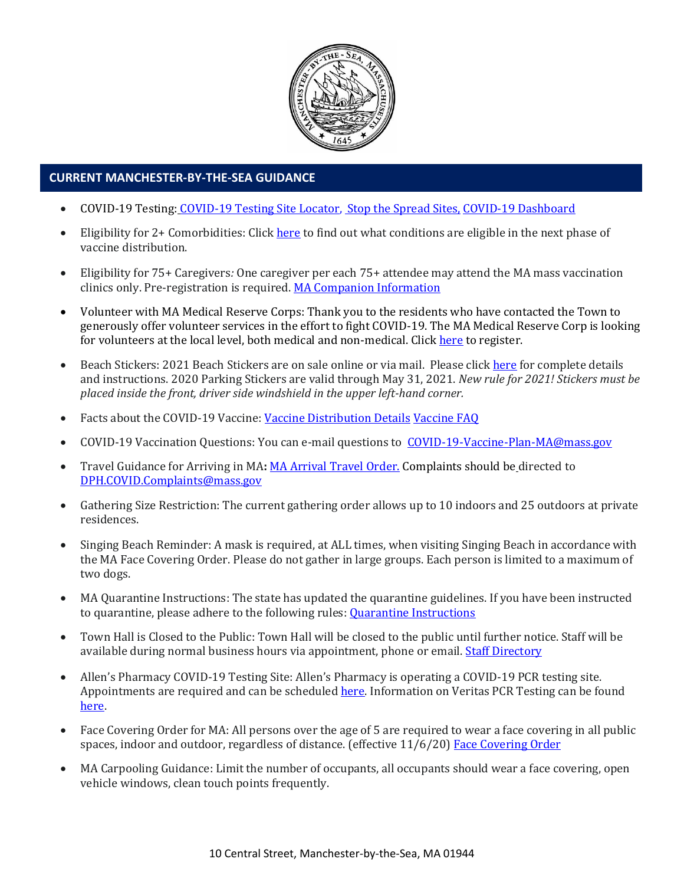## CURRENT MANCHESTER-BY-THE-SEA GUIDANCE

- COVID-19 Testing: COVID-19 Testing Site Locator, Stop the Spread Sites, COVID-19 Dashboard
- Eligibility for 2+ Comorbidities: Click here to find out what conditions are eligible in the next phase of vaccine distribution.
- Eligibility for 75+ Caregivers*:* One caregiver per each 75+ attendee may attend the MA mass vaccination clinics only. Pre-registration is required. MA Companion Information
- Volunteer with MA Medical Reserve Corps: Thank you to the residents who have contacted the Town to generously offer volunteer services in the effort to fight COVID-19. The MA Medical Reserve Corp is looking for volunteers at the local level, both medical and non-medical. Click here to register.
- Beach Stickers: 2021 Beach Stickers are on sale online or via mail. Please click here for complete details and instructions. 2020 Parking Stickers are valid through May 31, 2021. *New rule for 2021! Stickers must be placed inside the front, driver side windshield in the upper left-hand corner.*
- Facts about the COVID-19 Vaccine: Vaccine Distribution Details Vaccine FAQ
- COVID-19 Vaccination Questions: You can e-mail questions to COVID-19-Vaccine-Plan-MA@mass.gov
- Travel Guidance for Arriving in MA**:** MA Arrival Travel Order. Complaints should be directed to DPH.COVID.Complaints@mass.gov
- Gathering Size Restriction: The current gathering order allows up to 10 indoors and 25 outdoors at private residences.
- Singing Beach Reminder: A mask is required, at ALL times, when visiting Singing Beach in accordance with the MA Face Covering Order. Please do not gather in large groups. Each person is limited to a maximum of two dogs.
- MA Quarantine Instructions: The state has updated the quarantine guidelines. If you have been instructed to quarantine, please adhere to the following rules: Quarantine Instructions
- Town Hall is Closed to the Public: Town Hall will be closed to the public until further notice. Staff will be available during normal business hours via appointment, phone or email. Staff Directory
- Allen's Pharmacy COVID-19 Testing Site: Allen's Pharmacy is operating a COVID-19 PCR testing site. Appointments are required and can be scheduled here. Information on Veritas PCR Testing can be found here.
- Face Covering Order for MA: All persons over the age of 5 are required to wear a face covering in all public spaces, indoor and outdoor, regardless of distance. (effective 11/6/20) Face Covering Order
- MA Carpooling Guidance: Limit the number of occupants, all occupants should wear a face covering, open vehicle windows, clean touch points frequently.

10 Central Street, Manchester-by-the-Sea, MA 01944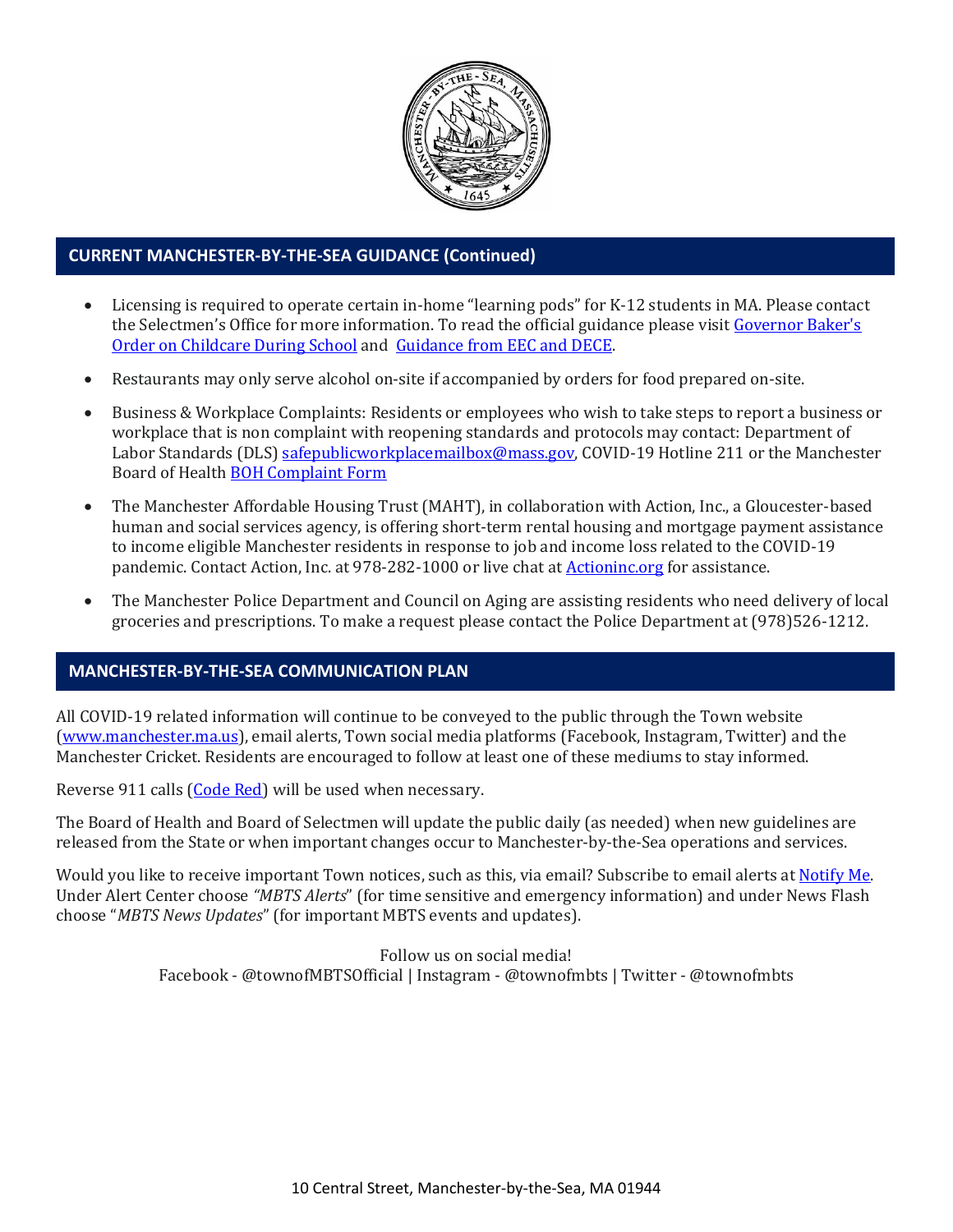## CURRENT MANCHESTER-BY-THE-SEA GUIDANCE (Continued)

- Licensing is required to operate certain in-home "learning pods" for K-12 students in MA. Please contact the Selectmen's Office for more information. To read the official guidance please visit [Governor Baker's Order on Childcare During School]() and [Guidance from EEC and DECE]().
- Restaurants may only serve alcohol on-site if accompanied by orders for food prepared on-site.
- Business & Workplace Complaints: Residents or employees who wish to take steps to report a business or workplace that is non complaint with reopening standards and protocols may contact: Department of Labor Standards (DLS) safepublicworkplacemailbox@mass.gov, COVID-19 Hotline 211 or the Manchester Board of Health [BOH Complaint Form]()
- The Manchester Affordable Housing Trust (MAHT), in collaboration with Action, Inc., a Gloucester-based human and social services agency, is offering short-term rental housing and mortgage payment assistance to income eligible Manchester residents in response to job and income loss related to the COVID-19 pandemic. Contact Action, Inc. at 978-282-1000 or live chat at [Actioninc.org]() for assistance.
- The Manchester Police Department and Council on Aging are assisting residents who need delivery of local groceries and prescriptions. To make a request please contact the Police Department at (978)526-1212.

## MANCHESTER-BY-THE-SEA COMMUNICATION PLAN

All COVID-19 related information will continue to be conveyed to the public through the Town website (www.manchester.ma.us), email alerts, Town social media platforms (Facebook, Instagram, Twitter) and the Manchester Cricket. Residents are encouraged to follow at least one of these mediums to stay informed.

Reverse 911 calls ([Code Red]()) will be used when necessary.

The Board of Health and Board of Selectmen will update the public daily (as needed) when new guidelines are released from the State or when important changes occur to Manchester-by-the-Sea operations and services.

Would you like to receive important Town notices, such as this, via email? Subscribe to email alerts at [Notify Me](). Under Alert Center choose *"MBTS Alerts"* (for time sensitive and emergency information) and under News Flash choose "*MBTS News Updates*" (for important MBTS events and updates).

Follow us on social media!
Facebook - @townofMBTSOfficial | Instagram - @townofmbts | Twitter - @townofmbts

10 Central Street, Manchester-by-the-Sea, MA 01944